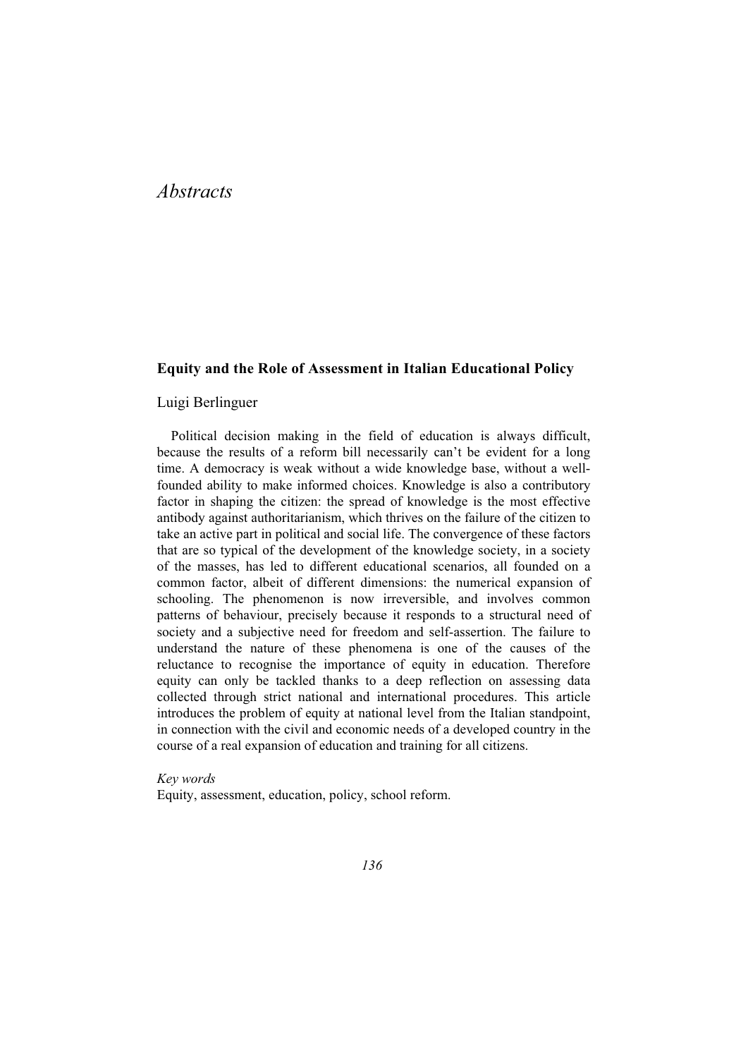# *Abstracts*

### Equity and the Role of Assessment in Italian Educational Policy

Luigi Berlinguer

Political decision making in the field of education is always difficult, because the results of a reform bill necessarily can't be evident for a long time. A democracy is weak without a wide knowledge base, without a well-founded ability to make informed choices. Knowledge is also a contributory factor in shaping the citizen: the spread of knowledge is the most effective antibody against authoritarianism, which thrives on the failure of the citizen to take an active part in political and social life. The convergence of these factors that are so typical of the development of the knowledge society, in a society of the masses, has led to different educational scenarios, all founded on a common factor, albeit of different dimensions: the numerical expansion of schooling. The phenomenon is now irreversible, and involves common patterns of behaviour, precisely because it responds to a structural need of society and a subjective need for freedom and self-assertion. The failure to understand the nature of these phenomena is one of the causes of the reluctance to recognise the importance of equity in education. Therefore equity can only be tackled thanks to a deep reflection on assessing data collected through strict national and international procedures. This article introduces the problem of equity at national level from the Italian standpoint, in connection with the civil and economic needs of a developed country in the course of a real expansion of education and training for all citizens.

*Key words*
Equity, assessment, education, policy, school reform.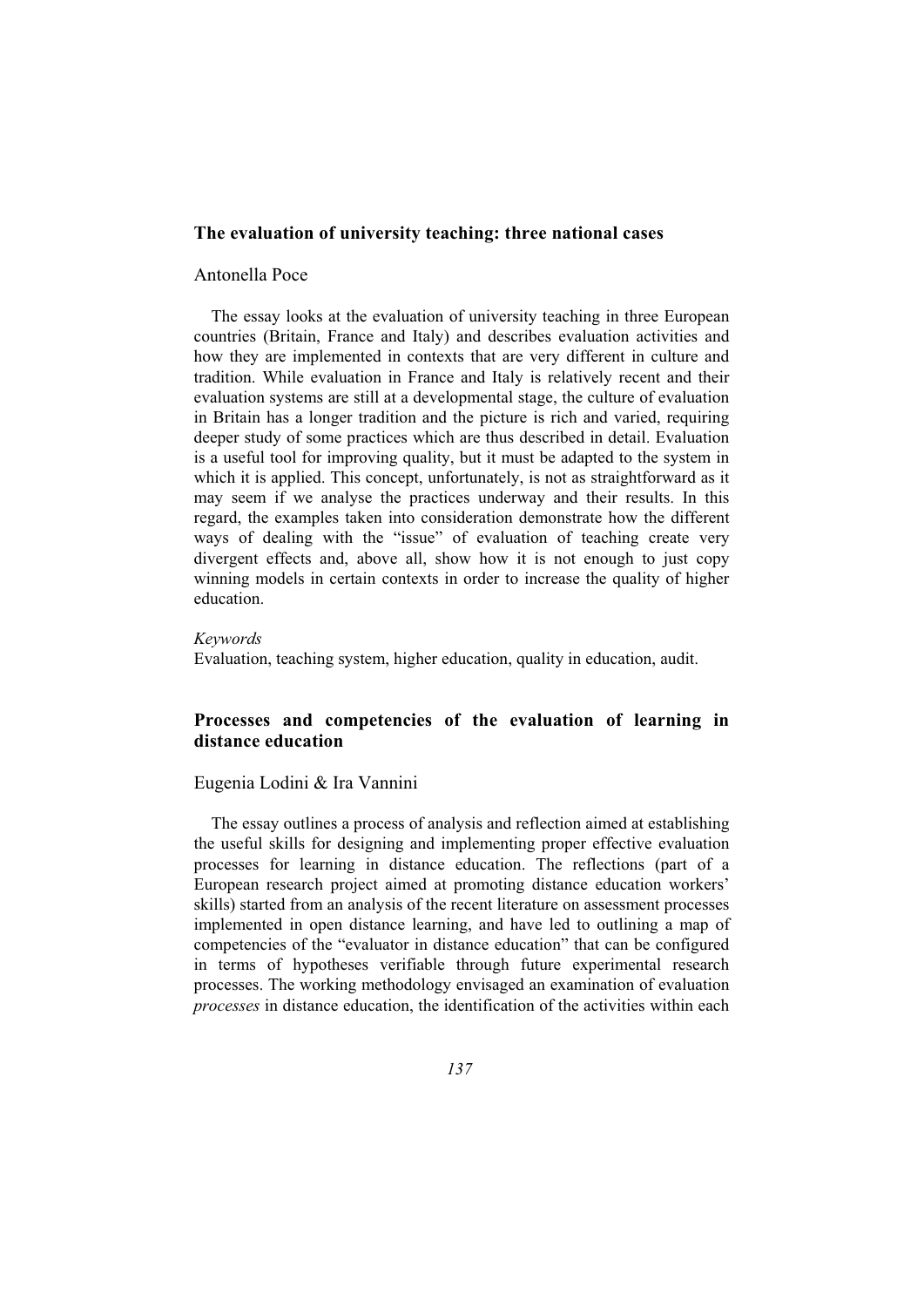## The evaluation of university teaching: three national cases

Antonella Poce

The essay looks at the evaluation of university teaching in three European countries (Britain, France and Italy) and describes evaluation activities and how they are implemented in contexts that are very different in culture and tradition. While evaluation in France and Italy is relatively recent and their evaluation systems are still at a developmental stage, the culture of evaluation in Britain has a longer tradition and the picture is rich and varied, requiring deeper study of some practices which are thus described in detail. Evaluation is a useful tool for improving quality, but it must be adapted to the system in which it is applied. This concept, unfortunately, is not as straightforward as it may seem if we analyse the practices underway and their results. In this regard, the examples taken into consideration demonstrate how the different ways of dealing with the "issue" of evaluation of teaching create very divergent effects and, above all, show how it is not enough to just copy winning models in certain contexts in order to increase the quality of higher education.

*Keywords*
Evaluation, teaching system, higher education, quality in education, audit.

## Processes and competencies of the evaluation of learning in distance education

Eugenia Lodini & Ira Vannini

The essay outlines a process of analysis and reflection aimed at establishing the useful skills for designing and implementing proper effective evaluation processes for learning in distance education. The reflections (part of a European research project aimed at promoting distance education workers' skills) started from an analysis of the recent literature on assessment processes implemented in open distance learning, and have led to outlining a map of competencies of the "evaluator in distance education" that can be configured in terms of hypotheses verifiable through future experimental research processes. The working methodology envisaged an examination of evaluation *processes* in distance education, the identification of the activities within each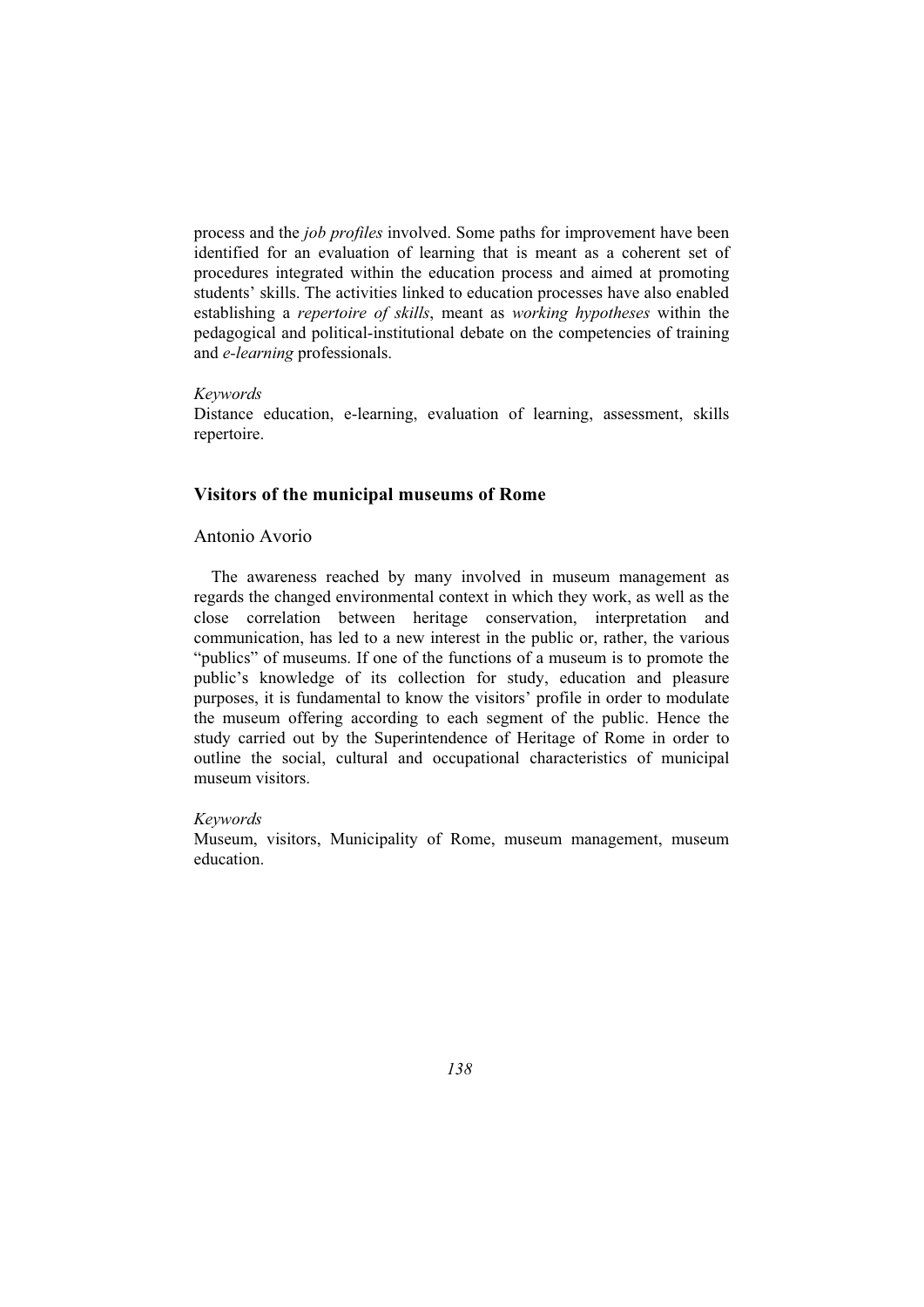process and the *job profiles* involved. Some paths for improvement have been identified for an evaluation of learning that is meant as a coherent set of procedures integrated within the education process and aimed at promoting students' skills. The activities linked to education processes have also enabled establishing a *repertoire of skills*, meant as *working hypotheses* within the pedagogical and political-institutional debate on the competencies of training and *e-learning* professionals.

*Keywords*
Distance education, e-learning, evaluation of learning, assessment, skills repertoire.

### Visitors of the municipal museums of Rome

Antonio Avorio

The awareness reached by many involved in museum management as regards the changed environmental context in which they work, as well as the close correlation between heritage conservation, interpretation and communication, has led to a new interest in the public or, rather, the various "publics" of museums. If one of the functions of a museum is to promote the public's knowledge of its collection for study, education and pleasure purposes, it is fundamental to know the visitors' profile in order to modulate the museum offering according to each segment of the public. Hence the study carried out by the Superintendence of Heritage of Rome in order to outline the social, cultural and occupational characteristics of municipal museum visitors.

*Keywords*
Museum, visitors, Municipality of Rome, museum management, museum education.